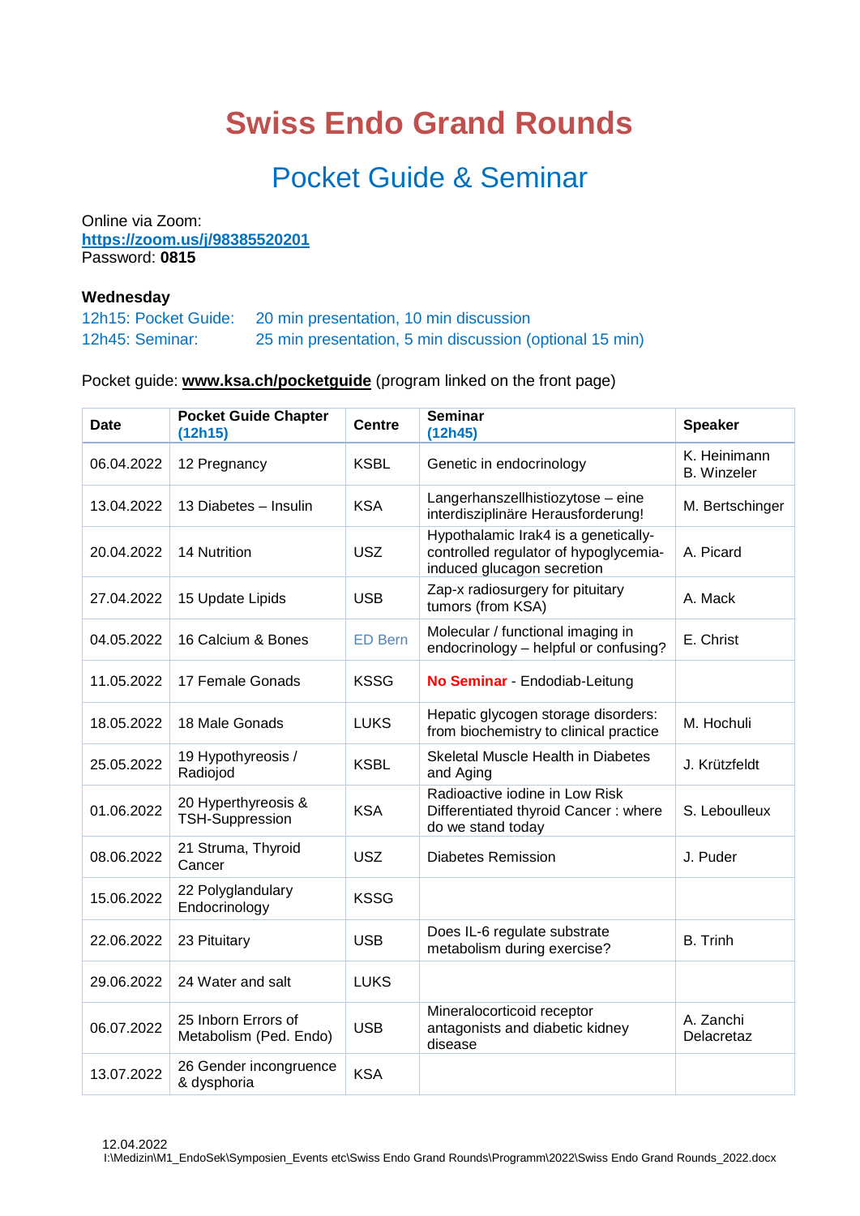# Swiss Endo Grand Rounds

## Pocket Guide & Seminar

Online via Zoom:
**https://zoom.us/j/98385520201**
Password: **0815**

**Wednesday**

12h15: Pocket Guide: 20 min presentation, 10 min discussion
12h45: Seminar: 25 min presentation, 5 min discussion (optional 15 min)

Pocket guide: **www.ksa.ch/pocketguide** (program linked on the front page)

| Date | Pocket Guide Chapter (12h15) | Centre | Seminar (12h45) | Speaker |
|---|---|---|---|---|
| 06.04.2022 | 12 Pregnancy | KSBL | Genetic in endocrinology | K. Heinimann B. Winzeler |
| 13.04.2022 | 13 Diabetes – Insulin | KSA | Langerhanszellhistiozytose – eine interdisziplinäre Herausforderung! | M. Bertschinger |
| 20.04.2022 | 14 Nutrition | USZ | Hypothalamic Irak4 is a genetically-controlled regulator of hypoglycemia-induced glucagon secretion | A. Picard |
| 27.04.2022 | 15 Update Lipids | USB | Zap-x radiosurgery for pituitary tumors (from KSA) | A. Mack |
| 04.05.2022 | 16 Calcium & Bones | ED Bern | Molecular / functional imaging in endocrinology – helpful or confusing? | E. Christ |
| 11.05.2022 | 17 Female Gonads | KSSG | **No Seminar** - Endodiab-Leitung | |
| 18.05.2022 | 18 Male Gonads | LUKS | Hepatic glycogen storage disorders: from biochemistry to clinical practice | M. Hochuli |
| 25.05.2022 | 19 Hypothyreosis / Radiojod | KSBL | Skeletal Muscle Health in Diabetes and Aging | J. Krützfeldt |
| 01.06.2022 | 20 Hyperthyreosis & TSH-Suppression | KSA | Radioactive iodine in Low Risk Differentiated thyroid Cancer : where do we stand today | S. Leboulleux |
| 08.06.2022 | 21 Struma, Thyroid Cancer | USZ | Diabetes Remission | J. Puder |
| 15.06.2022 | 22 Polyglandulary Endocrinology | KSSG | | |
| 22.06.2022 | 23 Pituitary | USB | Does IL-6 regulate substrate metabolism during exercise? | B. Trinh |
| 29.06.2022 | 24 Water and salt | LUKS | | |
| 06.07.2022 | 25 Inborn Errors of Metabolism (Ped. Endo) | USB | Mineralocorticoid receptor antagonists and diabetic kidney disease | A. Zanchi Delacretaz |
| 13.07.2022 | 26 Gender incongruence & dysphoria | KSA | | |

12.04.2022
I:\Medizin\M1_EndoSek\Symposien_Events etc\Swiss Endo Grand Rounds\Programm\2022\Swiss Endo Grand Rounds_2022.docx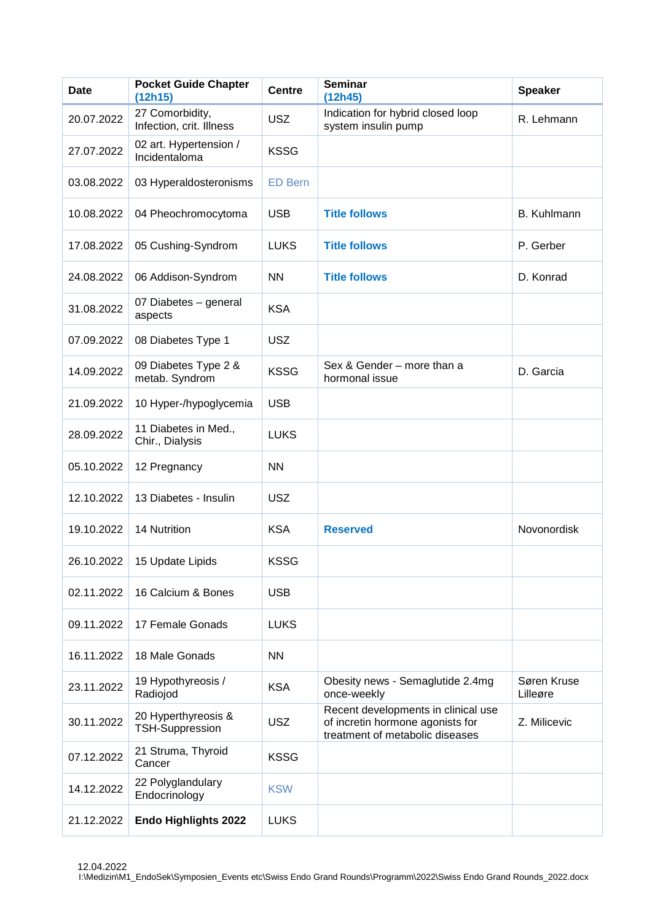| Date | Pocket Guide Chapter **(12h15)** | Centre | Seminar **(12h45)** | Speaker |
|---|---|---|---|---|
| 20.07.2022 | 27 Comorbidity, Infection, crit. Illness | USZ | Indication for hybrid closed loop system insulin pump | R. Lehmann |
| 27.07.2022 | 02 art. Hypertension / Incidentaloma | KSSG | | |
| 03.08.2022 | 03 Hyperaldosteronisms | ED Bern | | |
| 10.08.2022 | 04 Pheochromocytoma | USB | **Title follows** | B. Kuhlmann |
| 17.08.2022 | 05 Cushing-Syndrom | LUKS | **Title follows** | P. Gerber |
| 24.08.2022 | 06 Addison-Syndrom | NN | **Title follows** | D. Konrad |
| 31.08.2022 | 07 Diabetes – general aspects | KSA | | |
| 07.09.2022 | 08 Diabetes Type 1 | USZ | | |
| 14.09.2022 | 09 Diabetes Type 2 & metab. Syndrom | KSSG | Sex & Gender – more than a hormonal issue | D. Garcia |
| 21.09.2022 | 10 Hyper-/hypoglycemia | USB | | |
| 28.09.2022 | 11 Diabetes in Med., Chir., Dialysis | LUKS | | |
| 05.10.2022 | 12 Pregnancy | NN | | |
| 12.10.2022 | 13 Diabetes - Insulin | USZ | | |
| 19.10.2022 | 14 Nutrition | KSA | **Reserved** | Novonordisk |
| 26.10.2022 | 15 Update Lipids | KSSG | | |
| 02.11.2022 | 16 Calcium & Bones | USB | | |
| 09.11.2022 | 17 Female Gonads | LUKS | | |
| 16.11.2022 | 18 Male Gonads | NN | | |
| 23.11.2022 | 19 Hypothyreosis / Radiojod | KSA | Obesity news - Semaglutide 2.4mg once-weekly | Søren Kruse Lilleøre |
| 30.11.2022 | 20 Hyperthyreosis & TSH-Suppression | USZ | Recent developments in clinical use of incretin hormone agonists for treatment of metabolic diseases | Z. Milicevic |
| 07.12.2022 | 21 Struma, Thyroid Cancer | KSSG | | |
| 14.12.2022 | 22 Polyglandulary Endocrinology | KSW | | |
| 21.12.2022 | **Endo Highlights 2022** | LUKS | | |

12.04.2022
I:\Medizin\M1_EndoSek\Symposien_Events etc\Swiss Endo Grand Rounds\Programm\2022\Swiss Endo Grand Rounds_2022.docx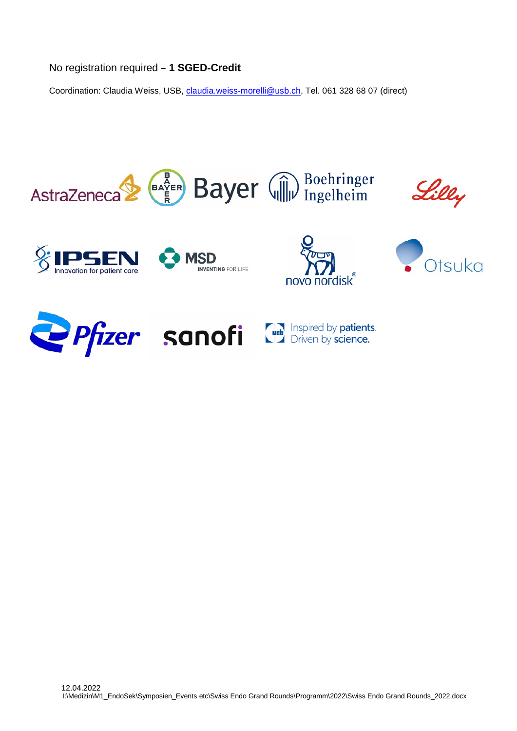No registration required – **1 SGED-Credit**

Coordination: Claudia Weiss, USB, claudia.weiss-morelli@usb.ch, Tel. 061 328 68 07 (direct)

12.04.2022
I:\Medizin\M1_EndoSek\Symposien_Events etc\Swiss Endo Grand Rounds\Programm\2022\Swiss Endo Grand Rounds_2022.docx